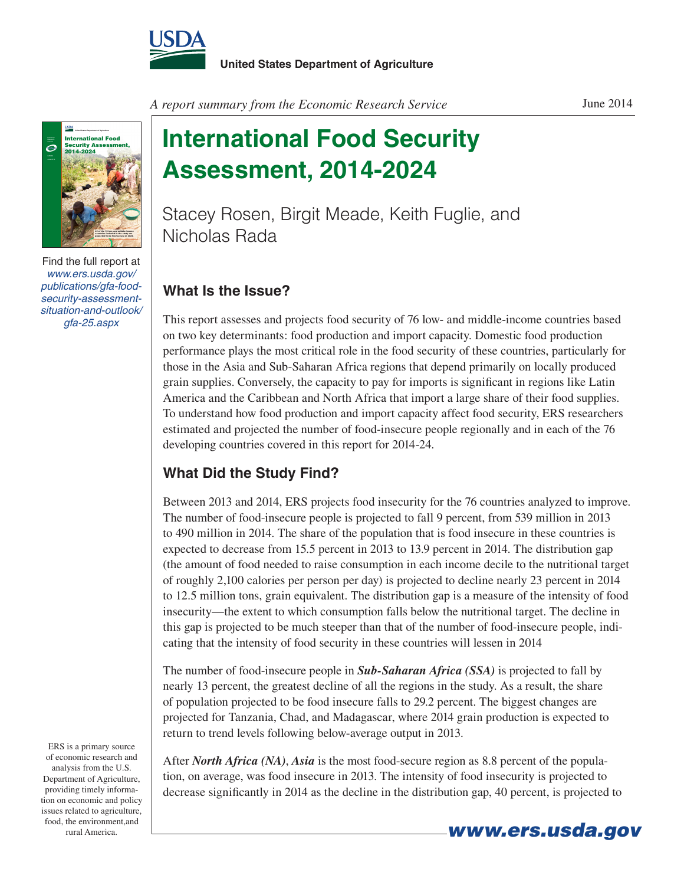United States Department of Agriculture

*A report summary from the Economic Research Service*

June 2014

# International Food Security Assessment, 2014-2024

Stacey Rosen, Birgit Meade, Keith Fuglie, and Nicholas Rada

Find the full report at *www.ers.usda.gov/publications/gfa-food-security-assessment-situation-and-outlook/gfa-25.aspx*

## What Is the Issue?

This report assesses and projects food security of 76 low- and middle-income countries based on two key determinants: food production and import capacity. Domestic food production performance plays the most critical role in the food security of these countries, particularly for those in the Asia and Sub-Saharan Africa regions that depend primarily on locally produced grain supplies. Conversely, the capacity to pay for imports is significant in regions like Latin America and the Caribbean and North Africa that import a large share of their food supplies. To understand how food production and import capacity affect food security, ERS researchers estimated and projected the number of food-insecure people regionally and in each of the 76 developing countries covered in this report for 2014-24.

## What Did the Study Find?

Between 2013 and 2014, ERS projects food insecurity for the 76 countries analyzed to improve. The number of food-insecure people is projected to fall 9 percent, from 539 million in 2013 to 490 million in 2014. The share of the population that is food insecure in these countries is expected to decrease from 15.5 percent in 2013 to 13.9 percent in 2014. The distribution gap (the amount of food needed to raise consumption in each income decile to the nutritional target of roughly 2,100 calories per person per day) is projected to decline nearly 23 percent in 2014 to 12.5 million tons, grain equivalent. The distribution gap is a measure of the intensity of food insecurity—the extent to which consumption falls below the nutritional target. The decline in this gap is projected to be much steeper than that of the number of food-insecure people, indicating that the intensity of food security in these countries will lessen in 2014

The number of food-insecure people in ***Sub-Saharan Africa (SSA)*** is projected to fall by nearly 13 percent, the greatest decline of all the regions in the study. As a result, the share of population projected to be food insecure falls to 29.2 percent. The biggest changes are projected for Tanzania, Chad, and Madagascar, where 2014 grain production is expected to return to trend levels following below-average output in 2013.

After ***North Africa (NA)***, ***Asia*** is the most food-secure region as 8.8 percent of the population, on average, was food insecure in 2013. The intensity of food insecurity is projected to decrease significantly in 2014 as the decline in the distribution gap, 40 percent, is projected to

ERS is a primary source of economic research and analysis from the U.S. Department of Agriculture, providing timely information on economic and policy issues related to agriculture, food, the environment,and rural America.

www.ers.usda.gov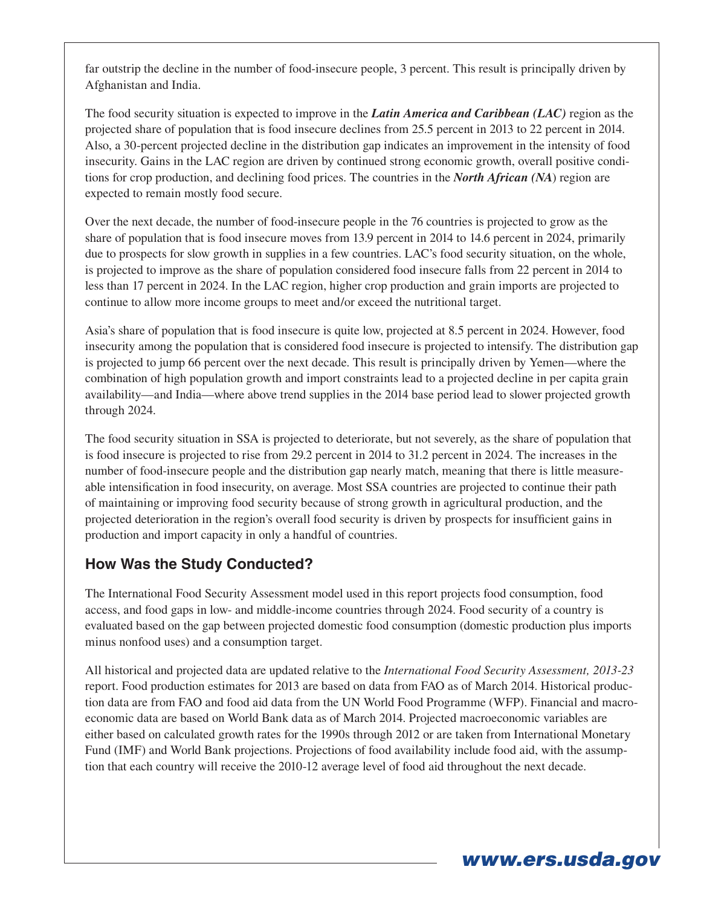far outstrip the decline in the number of food-insecure people, 3 percent. This result is principally driven by Afghanistan and India.

The food security situation is expected to improve in the ***Latin America and Caribbean (LAC)*** region as the projected share of population that is food insecure declines from 25.5 percent in 2013 to 22 percent in 2014. Also, a 30-percent projected decline in the distribution gap indicates an improvement in the intensity of food insecurity. Gains in the LAC region are driven by continued strong economic growth, overall positive conditions for crop production, and declining food prices. The countries in the ***North African (NA***) region are expected to remain mostly food secure.

Over the next decade, the number of food-insecure people in the 76 countries is projected to grow as the share of population that is food insecure moves from 13.9 percent in 2014 to 14.6 percent in 2024, primarily due to prospects for slow growth in supplies in a few countries. LAC's food security situation, on the whole, is projected to improve as the share of population considered food insecure falls from 22 percent in 2014 to less than 17 percent in 2024. In the LAC region, higher crop production and grain imports are projected to continue to allow more income groups to meet and/or exceed the nutritional target.

Asia's share of population that is food insecure is quite low, projected at 8.5 percent in 2024. However, food insecurity among the population that is considered food insecure is projected to intensify. The distribution gap is projected to jump 66 percent over the next decade. This result is principally driven by Yemen—where the combination of high population growth and import constraints lead to a projected decline in per capita grain availability—and India—where above trend supplies in the 2014 base period lead to slower projected growth through 2024.

The food security situation in SSA is projected to deteriorate, but not severely, as the share of population that is food insecure is projected to rise from 29.2 percent in 2014 to 31.2 percent in 2024. The increases in the number of food-insecure people and the distribution gap nearly match, meaning that there is little measureable intensification in food insecurity, on average. Most SSA countries are projected to continue their path of maintaining or improving food security because of strong growth in agricultural production, and the projected deterioration in the region's overall food security is driven by prospects for insufficient gains in production and import capacity in only a handful of countries.

## How Was the Study Conducted?

The International Food Security Assessment model used in this report projects food consumption, food access, and food gaps in low- and middle-income countries through 2024. Food security of a country is evaluated based on the gap between projected domestic food consumption (domestic production plus imports minus nonfood uses) and a consumption target.

All historical and projected data are updated relative to the *International Food Security Assessment, 2013-23* report. Food production estimates for 2013 are based on data from FAO as of March 2014. Historical production data are from FAO and food aid data from the UN World Food Programme (WFP). Financial and macroeconomic data are based on World Bank data as of March 2014. Projected macroeconomic variables are either based on calculated growth rates for the 1990s through 2012 or are taken from International Monetary Fund (IMF) and World Bank projections. Projections of food availability include food aid, with the assumption that each country will receive the 2010-12 average level of food aid throughout the next decade.